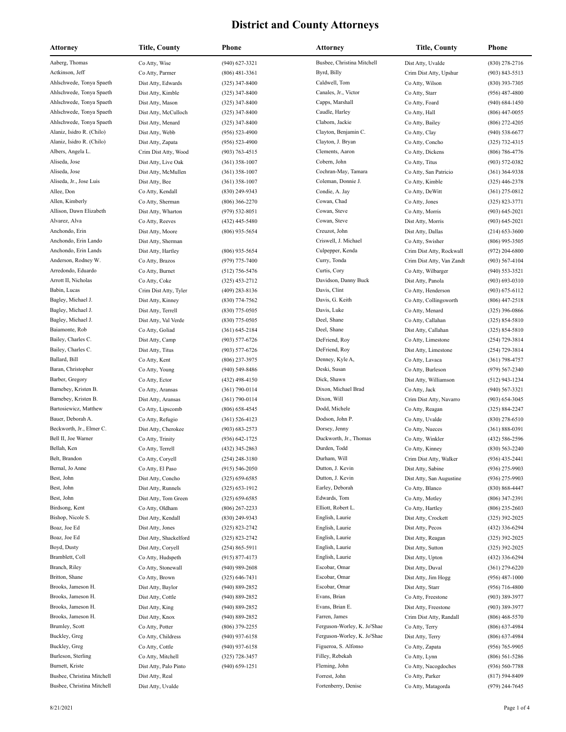# District and County Attorneys

| Attorney | Title, County | Phone |
|---|---|---|
| Aaberg, Thomas | Co Atty, Wise | (940) 627-3321 |
| Actkinson, Jeff | Co Atty, Parmer | (806) 481-3361 |
| Ahlschwede, Tonya Spaeth | Dist Atty, Edwards | (325) 347-8400 |
| Ahlschwede, Tonya Spaeth | Dist Atty, Kimble | (325) 347-8400 |
| Ahlschwede, Tonya Spaeth | Dist Atty, Mason | (325) 347-8400 |
| Ahlschwede, Tonya Spaeth | Dist Atty, McCulloch | (325) 347-8400 |
| Ahlschwede, Tonya Spaeth | Dist Atty, Menard | (325) 347-8400 |
| Alaniz, Isidro R. (Chilo) | Dist Atty, Webb | (956) 523-4900 |
| Alaniz, Isidro R. (Chilo) | Dist Atty, Zapata | (956) 523-4900 |
| Albers, Angela L. | Crim Dist Atty, Wood | (903) 763-4515 |
| Aliseda, Jose | Dist Atty, Live Oak | (361) 358-1007 |
| Aliseda, Jose | Dist Atty, McMullen | (361) 358-1007 |
| Aliseda, Jr., Jose Luis | Dist Atty, Bee | (361) 358-1007 |
| Allee, Don | Co Atty, Kendall | (830) 249-9343 |
| Allen, Kimberly | Co Atty, Sherman | (806) 366-2270 |
| Allison, Dawn Elizabeth | Dist Atty, Wharton | (979) 532-8051 |
| Alvarez, Alva | Co Atty, Reeves | (432) 445-5480 |
| Anchondo, Erin | Dist Atty, Moore | (806) 935-5654 |
| Anchondo, Erin Lando | Dist Atty, Sherman | |
| Anchondo, Erin Lands | Dist Atty, Hartley | (806) 935-5654 |
| Anderson, Rodney W. | Co Atty, Brazos | (979) 775-7400 |
| Arredondo, Eduardo | Co Atty, Burnet | (512) 756-5476 |
| Arrott II, Nicholas | Co Atty, Coke | (325) 453-2712 |
| Babin, Lucas | Crim Dist Atty, Tyler | (409) 283-8136 |
| Bagley, Michael J. | Dist Atty, Kinney | (830) 774-7562 |
| Bagley, Michael J. | Dist Atty, Terrell | (830) 775-0505 |
| Bagley, Michael J. | Dist Atty, Val Verde | (830) 775-0505 |
| Baiamonte, Rob | Co Atty, Goliad | (361) 645-2184 |
| Bailey, Charles C. | Dist Atty, Camp | (903) 577-6726 |
| Bailey, Charles C. | Dist Atty, Titus | (903) 577-6726 |
| Ballard, Bill | Co Atty, Kent | (806) 237-3975 |
| Baran, Christopher | Co Atty, Young | (940) 549-8486 |
| Barber, Gregory | Co Atty, Ector | (432) 498-4150 |
| Barnebey, Kristen B. | Co Atty, Aransas | (361) 790-0114 |
| Barnebey, Kristen B. | Dist Atty, Aransas | (361) 790-0114 |
| Bartosiewicz, Matthew | Co Atty, Lipscomb | (806) 658-4545 |
| Bauer, Deborah A. | Co Atty, Refugio | (361) 526-4123 |
| Beckworth, Jr., Elmer C. | Dist Atty, Cherokee | (903) 683-2573 |
| Bell II, Joe Warner | Co Atty, Trinity | (936) 642-1725 |
| Bellah, Ken | Co Atty, Terrell | (432) 345-2863 |
| Belt, Brandon | Co Atty, Coryell | (254) 248-3180 |
| Bernal, Jo Anne | Co Atty, El Paso | (915) 546-2050 |
| Best, John | Dist Atty, Concho | (325) 659-6585 |
| Best, John | Dist Atty, Runnels | (325) 653-1912 |
| Best, John | Dist Atty, Tom Green | (325) 659-6585 |
| Birdsong, Kent | Co Atty, Oldham | (806) 267-2233 |
| Bishop, Nicole S. | Dist Atty, Kendall | (830) 249-9343 |
| Boaz, Joe Ed | Dist Atty, Jones | (325) 823-2742 |
| Boaz, Joe Ed | Dist Atty, Shackelford | (325) 823-2742 |
| Boyd, Dusty | Dist Atty, Coryell | (254) 865-5911 |
| Bramblett, Coll | Co Atty, Hudspeth | (915) 877-4173 |
| Branch, Riley | Co Atty, Stonewall | (940) 989-2608 |
| Britton, Shane | Co Atty, Brown | (325) 646-7431 |
| Brooks, Jameson H. | Dist Atty, Baylor | (940) 889-2852 |
| Brooks, Jameson H. | Dist Atty, Cottle | (940) 889-2852 |
| Brooks, Jameson H. | Dist Atty, King | (940) 889-2852 |
| Brooks, Jameson H. | Dist Atty, Knox | (940) 889-2852 |
| Brumley, Scott | Co Atty, Potter | (806) 379-2255 |
| Buckley, Greg | Co Atty, Childress | (940) 937-6158 |
| Buckley, Greg | Co Atty, Cottle | (940) 937-6158 |
| Burleson, Sterling | Co Atty, Mitchell | (325) 728-3457 |
| Burnett, Kriste | Dist Atty, Palo Pinto | (940) 659-1251 |
| Busbee, Christina Mitchell | Dist Atty, Real | |
| Busbee, Christina Mitchell | Dist Atty, Uvalde | |
| Busbee, Christina Mitchell | Dist Atty, Uvalde | (830) 278-2716 |
| Byrd, Billy | Crim Dist Atty, Upshur | (903) 843-5513 |
| Caldwell, Tom | Co Atty, Wilson | (830) 393-7305 |
| Canales, Jr., Victor | Co Atty, Starr | (956) 487-4800 |
| Capps, Marshall | Co Atty, Foard | (940) 684-1450 |
| Caudle, Harley | Co Atty, Hall | (806) 447-0055 |
| Claborn, Jackie | Co Atty, Bailey | (806) 272-4205 |
| Clayton, Benjamin C. | Co Atty, Clay | (940) 538-6677 |
| Clayton, J. Bryan | Co Atty, Concho | (325) 732-4315 |
| Clements, Aaron | Co Atty, Dickens | (806) 786-4776 |
| Cobern, John | Co Atty, Titus | (903) 572-0382 |
| Cochran-May, Tamara | Co Atty, San Patricio | (361) 364-9338 |
| Coleman, Donnie J. | Co Atty, Kimble | (325) 446-2378 |
| Condie, A. Jay | Co Atty, DeWitt | (361) 275-0812 |
| Cowan, Chad | Co Atty, Jones | (325) 823-3771 |
| Cowan, Steve | Co Atty, Morris | (903) 645-2021 |
| Cowan, Steve | Dist Atty, Morris | (903) 645-2021 |
| Creuzot, John | Dist Atty, Dallas | (214) 653-3600 |
| Criswell, J. Michael | Co Atty, Swisher | (806) 995-3505 |
| Culpepper, Kenda | Crim Dist Atty, Rockwall | (972) 204-6800 |
| Curry, Tonda | Crim Dist Atty, Van Zandt | (903) 567-4104 |
| Curtis, Cory | Co Atty, Wilbarger | (940) 553-3521 |
| Davidson, Danny Buck | Dist Atty, Panola | (903) 693-0310 |
| Davis, Clint | Co Atty, Henderson | (903) 675-6112 |
| Davis, G. Keith | Co Atty, Collingsworth | (806) 447-2518 |
| Davis, Luke | Co Atty, Menard | (325) 396-0866 |
| Deel, Shane | Co Atty, Callahan | (325) 854-5810 |
| Deel, Shane | Dist Atty, Callahan | (325) 854-5810 |
| DeFriend, Roy | Co Atty, Limestone | (254) 729-3814 |
| DeFriend, Roy | Dist Atty, Limestone | (254) 729-3814 |
| Denney, Kyle A, | Co Atty, Lavaca | (361) 798-4757 |
| Deski, Susan | Co Atty, Burleson | (979) 567-2340 |
| Dick, Shawn | Dist Atty, Williamson | (512) 943-1234 |
| Dixon, Michael Brad | Co Atty, Jack | (940) 567-3321 |
| Dixon, Will | Crim Dist Atty, Navarro | (903) 654-3045 |
| Dodd, Michele | Co Atty, Reagan | (325) 884-2247 |
| Dodson, John P. | Co Atty, Uvalde | (830) 278-6510 |
| Dorsey, Jenny | Co Atty, Nueces | (361) 888-0391 |
| Duckworth, Jr., Thomas | Co Atty, Winkler | (432) 586-2596 |
| Durden, Todd | Co Atty, Kinney | (830) 563-2240 |
| Durham, Will | Crim Dist Atty, Walker | (936) 435-2441 |
| Dutton, J. Kevin | Dist Atty, Sabine | (936) 275-9903 |
| Dutton, J. Kevin | Dist Atty, San Augustine | (936) 275-9903 |
| Earley, Deborah | Co Atty, Blanco | (830) 868-4447 |
| Edwards, Tom | Co Atty, Motley | (806) 347-2391 |
| Elliott, Robert L. | Co Atty, Hartley | (806) 235-2603 |
| English, Laurie | Dist Atty, Crockett | (325) 392-2025 |
| English, Laurie | Dist Atty, Pecos | (432) 336-6294 |
| English, Laurie | Dist Atty, Reagan | (325) 392-2025 |
| English, Laurie | Dist Atty, Sutton | (325) 392-2025 |
| English, Laurie | Dist Atty, Upton | (432) 336-6294 |
| Escobar, Omar | Dist Atty, Duval | (361) 279-6220 |
| Escobar, Omar | Dist Atty, Jim Hogg | (956) 487-1000 |
| Escobar, Omar | Dist Atty, Starr | (956) 716-4800 |
| Evans, Brian | Co Atty, Freestone | (903) 389-3977 |
| Evans, Brian E. | Dist Atty, Freestone | (903) 389-3977 |
| Farren, James | Crim Dist Atty, Randall | (806) 468-5570 |
| Ferguson-Worley, K. Jo'Shae | Co Atty, Terry | (806) 637-4984 |
| Ferguson-Worley, K. Jo'Shae | Dist Atty, Terry | (806) 637-4984 |
| Figueroa, S. Alfonso | Co Atty, Zapata | (956) 765-9905 |
| Filley, Rebekah | Co Atty, Lynn | (806) 561-5286 |
| Fleming, John | Co Atty, Nacogdoches | (936) 560-7788 |
| Forrest, John | Co Atty, Parker | (817) 594-8409 |
| Fortenberry, Denise | Co Atty, Matagorda | (979) 244-7645 |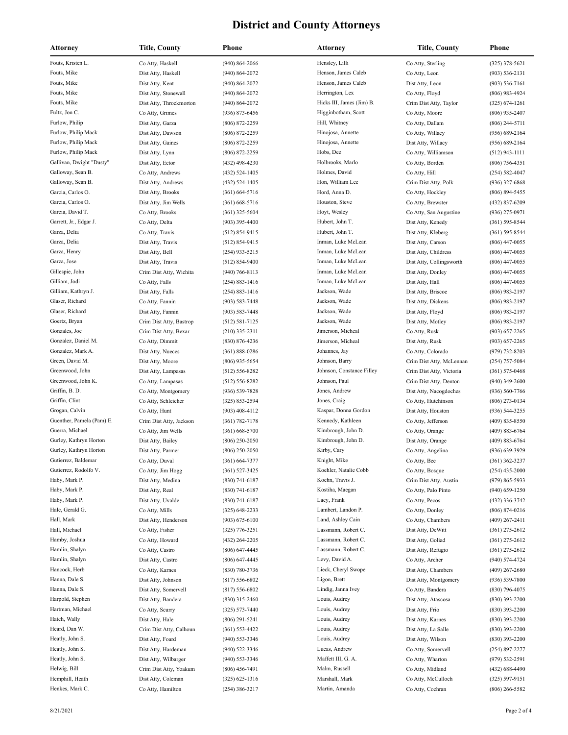# District and County Attorneys

| Attorney | Title, County | Phone |
| --- | --- | --- |
| Fouts, Kristen L. | Co Atty, Haskell | (940) 864-2066 |
| Fouts, Mike | Dist Atty, Haskell | (940) 864-2072 |
| Fouts, Mike | Dist Atty, Kent | (940) 864-2072 |
| Fouts, Mike | Dist Atty, Stonewall | (940) 864-2072 |
| Fouts, Mike | Dist Atty, Throckmorton | (940) 864-2072 |
| Fultz, Jon C. | Co Atty, Grimes | (936) 873-6456 |
| Furlow, Philip | Dist Atty, Garza | (806) 872-2259 |
| Furlow, Philip Mack | Dist Atty, Dawson | (806) 872-2259 |
| Furlow, Philip Mack | Dist Atty, Gaines | (806) 872-2259 |
| Furlow, Philip Mack | Dist Atty, Lynn | (806) 872-2259 |
| Gallivan, Dwight "Dusty" | Dist Atty, Ector | (432) 498-4230 |
| Galloway, Sean B. | Co Atty, Andrews | (432) 524-1405 |
| Galloway, Sean B. | Dist Atty, Andrews | (432) 524-1405 |
| Garcia, Carlos O. | Dist Atty, Brooks | (361) 664-5716 |
| Garcia, Carlos O. | Dist Atty, Jim Wells | (361) 668-5716 |
| Garcia, David T. | Co Atty, Brooks | (361) 325-5604 |
| Garrett, Jr., Edgar J. | Co Atty, Delta | (903) 395-4400 |
| Garza, Delia | Co Atty, Travis | (512) 854-9415 |
| Garza, Delia | Dist Atty, Travis | (512) 854-9415 |
| Garza, Henry | Dist Atty, Bell | (254) 933-5215 |
| Garza, Jose | Dist Atty, Travis | (512) 854-9400 |
| Gillespie, John | Crim Dist Atty, Wichita | (940) 766-8113 |
| Gilliam, Jodi | Co Atty, Falls | (254) 883-1416 |
| Gilliam, Kathryn J. | Dist Atty, Falls | (254) 883-1416 |
| Glaser, Richard | Co Atty, Fannin | (903) 583-7448 |
| Glaser, Richard | Dist Atty, Fannin | (903) 583-7448 |
| Goertz, Bryan | Crim Dist Atty, Bastrop | (512) 581-7125 |
| Gonzales, Joe | Crim Dist Atty, Bexar | (210) 335-2311 |
| Gonzalez, Daniel M. | Co Atty, Dimmit | (830) 876-4236 |
| Gonzalez, Mark A. | Dist Atty, Nueces | (361) 888-0286 |
| Green, David M. | Dist Atty, Moore | (806) 935-5654 |
| Greenwood, John | Dist Atty, Lampasas | (512) 556-8282 |
| Greenwood, John K. | Co Atty, Lampasas | (512) 556-8282 |
| Griffin, B. D. | Co Atty, Montgomery | (936) 539-7828 |
| Griffin, Clint | Co Atty, Schleicher | (325) 853-2594 |
| Grogan, Calvin | Co Atty, Hunt | (903) 408-4112 |
| Guenther, Pamela (Pam) E. | Crim Dist Atty, Jackson | (361) 782-7178 |
| Guerra, Michael | Co Atty, Jim Wells | (361) 668-5700 |
| Gurley, Kathryn Horton | Dist Atty, Bailey | (806) 250-2050 |
| Gurley, Kathryn Horton | Dist Atty, Parmer | (806) 250-2050 |
| Gutierrez, Baldemar | Co Atty, Duval | (361) 664-7377 |
| Gutierrez, Rodolfo V. | Co Atty, Jim Hogg | (361) 527-3425 |
| Haby, Mark P. | Dist Atty, Medina | (830) 741-6187 |
| Haby, Mark P. | Dist Atty, Real | (830) 741-6187 |
| Haby, Mark P. | Dist Atty, Uvalde | (830) 741-6187 |
| Hale, Gerald G. | Co Atty, Mills | (325) 648-2233 |
| Hall, Mark | Dist Atty, Henderson | (903) 675-6100 |
| Hall, Michael | Co Atty, Fisher | (325) 776-3251 |
| Hamby, Joshua | Co Atty, Howard | (432) 264-2205 |
| Hamlin, Shalyn | Co Atty, Castro | (806) 647-4445 |
| Hamlin, Shalyn | Dist Atty, Castro | (806) 647-4445 |
| Hancock, Herb | Co Atty, Karnes | (830) 780-3736 |
| Hanna, Dale S. | Dist Atty, Johnson | (817) 556-6802 |
| Hanna, Dale S. | Dist Atty, Somervell | (817) 556-6802 |
| Harpold, Stephen | Dist Atty, Bandera | (830) 315-2460 |
| Hartman, Michael | Co Atty, Scurry | (325) 573-7440 |
| Hatch, Wally | Dist Atty, Hale | (806) 291-5241 |
| Heard, Dan W. | Crim Dist Atty, Calhoun | (361) 553-4422 |
| Heatly, John S. | Dist Atty, Foard | (940) 553-3346 |
| Heatly, John S. | Dist Atty, Hardeman | (940) 522-3346 |
| Heatly, John S. | Dist Atty, Wilbarger | (940) 553-3346 |
| Helwig, Bill | Crim Dist Atty, Yoakum | (806) 456-7491 |
| Hemphill, Heath | Dist Atty, Coleman | (325) 625-1316 |
| Henkes, Mark C. | Co Atty, Hamilton | (254) 386-3217 |
| Hensley, Lilli | Co Atty, Sterling | (325) 378-5621 |
| Henson, James Caleb | Co Atty, Leon | (903) 536-2131 |
| Henson, James Caleb | Dist Atty, Leon | (903) 536-7161 |
| Herrington, Lex | Co Atty, Floyd | (806) 983-4924 |
| Hicks III, James (Jim) B. | Crim Dist Atty, Taylor | (325) 674-1261 |
| Higginbotham, Scott | Co Atty, Moore | (806) 935-2407 |
| Hill, Whitney | Co Atty, Dallam | (806) 244-5711 |
| Hinojosa, Annette | Co Atty, Willacy | (956) 689-2164 |
| Hinojosa, Annette | Dist Atty, Willacy | (956) 689-2164 |
| Hobs, Dee | Co Atty, Williamson | (512) 943-1111 |
| Holbrooks, Marlo | Co Atty, Borden | (806) 756-4351 |
| Holmes, David | Co Atty, Hill | (254) 582-4047 |
| Hon, William Lee | Crim Dist Atty, Polk | (936) 327-6868 |
| Hord, Anna D. | Co Atty, Hockley | (806) 894-5455 |
| Houston, Steve | Co Atty, Brewster | (432) 837-6209 |
| Hoyt, Wesley | Co Atty, San Augustine | (936) 275-0971 |
| Hubert, John T. | Dist Atty, Kenedy | (361) 595-8544 |
| Hubert, John T. | Dist Atty, Kleberg | (361) 595-8544 |
| Inman, Luke McLean | Dist Atty, Carson | (806) 447-0055 |
| Inman, Luke McLean | Dist Atty, Childress | (806) 447-0055 |
| Inman, Luke McLean | Dist Atty, Collingsworth | (806) 447-0055 |
| Inman, Luke McLean | Dist Atty, Donley | (806) 447-0055 |
| Inman, Luke McLean | Dist Atty, Hall | (806) 447-0055 |
| Jackson, Wade | Dist Atty, Briscoe | (806) 983-2197 |
| Jackson, Wade | Dist Atty, Dickens | (806) 983-2197 |
| Jackson, Wade | Dist Atty, Floyd | (806) 983-2197 |
| Jackson, Wade | Dist Atty, Motley | (806) 983-2197 |
| Jimerson, Micheal | Co Atty, Rusk | (903) 657-2265 |
| Jimerson, Micheal | Dist Atty, Rusk | (903) 657-2265 |
| Johannes, Jay | Co Atty, Colorado | (979) 732-8203 |
| Johnson, Barry | Crim Dist Atty, McLennan | (254) 757-5084 |
| Johnson, Constance Filley | Crim Dist Atty, Victoria | (361) 575-0468 |
| Johnson, Paul | Crim Dist Atty, Denton | (940) 349-2600 |
| Jones, Andrew | Dist Atty, Nacogdoches | (936) 560-7766 |
| Jones, Craig | Co Atty, Hutchinson | (806) 273-0134 |
| Kaspar, Donna Gordon | Dist Atty, Houston | (936) 544-3255 |
| Kennedy, Kathleen | Co Atty, Jefferson | (409) 835-8550 |
| Kimbrough, John D. | Co Atty, Orange | (409) 883-6764 |
| Kimbrough, John D. | Dist Atty, Orange | (409) 883-6764 |
| Kirby, Cary | Co Atty, Angelina | (936) 639-3929 |
| Knight, Mike | Co Atty, Bee | (361) 362-3237 |
| Koehler, Natalie Cobb | Co Atty, Bosque | (254) 435-2000 |
| Koehn, Travis J. | Crim Dist Atty, Austin | (979) 865-5933 |
| Kostiha, Maegan | Co Atty, Palo Pinto | (940) 659-1250 |
| Lacy, Frank | Co Atty, Pecos | (432) 336-3742 |
| Lambert, Landon P. | Co Atty, Donley | (806) 874-0216 |
| Land, Ashley Cain | Co Atty, Chambers | (409) 267-2411 |
| Lassmann, Robert C. | Dist Atty, DeWitt | (361) 275-2612 |
| Lassmann, Robert C. | Dist Atty, Goliad | (361) 275-2612 |
| Lassmann, Robert C. | Dist Atty, Refugio | (361) 275-2612 |
| Levy, David A. | Co Atty, Archer | (940) 574-4724 |
| Lieck, Cheryl Swope | Dist Atty, Chambers | (409) 267-2680 |
| Ligon, Brett | Dist Atty, Montgomery | (936) 539-7800 |
| Lindig, Janna Ivey | Co Atty, Bandera | (830) 796-4075 |
| Louis, Audrey | Dist Atty, Atascosa | (830) 393-2200 |
| Louis, Audrey | Dist Atty, Frio | (830) 393-2200 |
| Louis, Audrey | Dist Atty, Karnes | (830) 393-2200 |
| Louis, Audrey | Dist Atty, La Salle | (830) 393-2200 |
| Louis, Audrey | Dist Atty, Wilson | (830) 393-2200 |
| Lucas, Andrew | Co Atty, Somervell | (254) 897-2277 |
| Maffett III, G. A. | Co Atty, Wharton | (979) 532-2591 |
| Malm, Russell | Co Atty, Midland | (432) 688-4490 |
| Marshall, Mark | Co Atty, McCulloch | (325) 597-9151 |
| Martin, Amanda | Co Atty, Cochran | (806) 266-5582 |

8/21/2021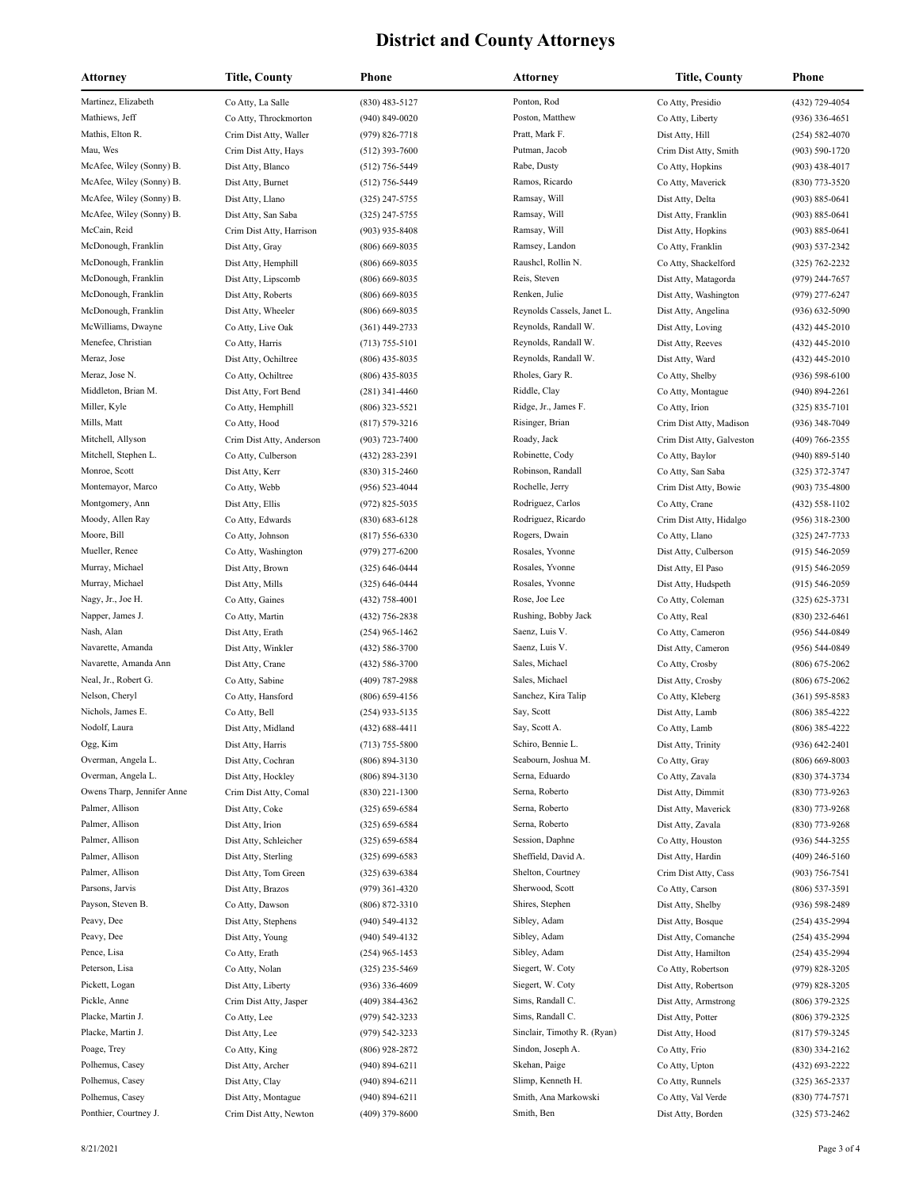# District and County Attorneys

| Attorney | Title, County | Phone |
|---|---|---|
| Martinez, Elizabeth | Co Atty, La Salle | (830) 483-5127 |
| Mathiews, Jeff | Co Atty, Throckmorton | (940) 849-0020 |
| Mathis, Elton R. | Crim Dist Atty, Waller | (979) 826-7718 |
| Mau, Wes | Crim Dist Atty, Hays | (512) 393-7600 |
| McAfee, Wiley (Sonny) B. | Dist Atty, Blanco | (512) 756-5449 |
| McAfee, Wiley (Sonny) B. | Dist Atty, Burnet | (512) 756-5449 |
| McAfee, Wiley (Sonny) B. | Dist Atty, Llano | (325) 247-5755 |
| McAfee, Wiley (Sonny) B. | Dist Atty, San Saba | (325) 247-5755 |
| McCain, Reid | Crim Dist Atty, Harrison | (903) 935-8408 |
| McDonough, Franklin | Dist Atty, Gray | (806) 669-8035 |
| McDonough, Franklin | Dist Atty, Hemphill | (806) 669-8035 |
| McDonough, Franklin | Dist Atty, Lipscomb | (806) 669-8035 |
| McDonough, Franklin | Dist Atty, Roberts | (806) 669-8035 |
| McDonough, Franklin | Dist Atty, Wheeler | (806) 669-8035 |
| McWilliams, Dwayne | Co Atty, Live Oak | (361) 449-2733 |
| Menefee, Christian | Co Atty, Harris | (713) 755-5101 |
| Meraz, Jose | Dist Atty, Ochiltree | (806) 435-8035 |
| Meraz, Jose N. | Co Atty, Ochiltree | (806) 435-8035 |
| Middleton, Brian M. | Dist Atty, Fort Bend | (281) 341-4460 |
| Miller, Kyle | Co Atty, Hemphill | (806) 323-5521 |
| Mills, Matt | Co Atty, Hood | (817) 579-3216 |
| Mitchell, Allyson | Crim Dist Atty, Anderson | (903) 723-7400 |
| Mitchell, Stephen L. | Co Atty, Culberson | (432) 283-2391 |
| Monroe, Scott | Dist Atty, Kerr | (830) 315-2460 |
| Montemayor, Marco | Co Atty, Webb | (956) 523-4044 |
| Montgomery, Ann | Dist Atty, Ellis | (972) 825-5035 |
| Moody, Allen Ray | Co Atty, Edwards | (830) 683-6128 |
| Moore, Bill | Co Atty, Johnson | (817) 556-6330 |
| Mueller, Renee | Co Atty, Washington | (979) 277-6200 |
| Murray, Michael | Dist Atty, Brown | (325) 646-0444 |
| Murray, Michael | Dist Atty, Mills | (325) 646-0444 |
| Nagy, Jr., Joe H. | Co Atty, Gaines | (432) 758-4001 |
| Napper, James J. | Co Atty, Martin | (432) 756-2838 |
| Nash, Alan | Dist Atty, Erath | (254) 965-1462 |
| Navarette, Amanda | Dist Atty, Winkler | (432) 586-3700 |
| Navarette, Amanda Ann | Dist Atty, Crane | (432) 586-3700 |
| Neal, Jr., Robert G. | Co Atty, Sabine | (409) 787-2988 |
| Nelson, Cheryl | Co Atty, Hansford | (806) 659-4156 |
| Nichols, James E. | Co Atty, Bell | (254) 933-5135 |
| Nodolf, Laura | Dist Atty, Midland | (432) 688-4411 |
| Ogg, Kim | Dist Atty, Harris | (713) 755-5800 |
| Overman, Angela L. | Dist Atty, Cochran | (806) 894-3130 |
| Overman, Angela L. | Dist Atty, Hockley | (806) 894-3130 |
| Owens Tharp, Jennifer Anne | Crim Dist Atty, Comal | (830) 221-1300 |
| Palmer, Allison | Dist Atty, Coke | (325) 659-6584 |
| Palmer, Allison | Dist Atty, Irion | (325) 659-6584 |
| Palmer, Allison | Dist Atty, Schleicher | (325) 659-6584 |
| Palmer, Allison | Dist Atty, Sterling | (325) 699-6583 |
| Palmer, Allison | Dist Atty, Tom Green | (325) 639-6384 |
| Parsons, Jarvis | Dist Atty, Brazos | (979) 361-4320 |
| Payson, Steven B. | Co Atty, Dawson | (806) 872-3310 |
| Peavy, Dee | Dist Atty, Stephens | (940) 549-4132 |
| Peavy, Dee | Dist Atty, Young | (940) 549-4132 |
| Pence, Lisa | Co Atty, Erath | (254) 965-1453 |
| Peterson, Lisa | Co Atty, Nolan | (325) 235-5469 |
| Pickett, Logan | Dist Atty, Liberty | (936) 336-4609 |
| Pickle, Anne | Crim Dist Atty, Jasper | (409) 384-4362 |
| Placke, Martin J. | Co Atty, Lee | (979) 542-3233 |
| Placke, Martin J. | Dist Atty, Lee | (979) 542-3233 |
| Poage, Trey | Co Atty, King | (806) 928-2872 |
| Polhemus, Casey | Dist Atty, Archer | (940) 894-6211 |
| Polhemus, Casey | Dist Atty, Clay | (940) 894-6211 |
| Polhemus, Casey | Dist Atty, Montague | (940) 894-6211 |
| Ponthier, Courtney J. | Crim Dist Atty, Newton | (409) 379-8600 |
| Ponton, Rod | Co Atty, Presidio | (432) 729-4054 |
| Poston, Matthew | Co Atty, Liberty | (936) 336-4651 |
| Pratt, Mark F. | Dist Atty, Hill | (254) 582-4070 |
| Putman, Jacob | Crim Dist Atty, Smith | (903) 590-1720 |
| Rabe, Dusty | Co Atty, Hopkins | (903) 438-4017 |
| Ramos, Ricardo | Co Atty, Maverick | (830) 773-3520 |
| Ramsay, Will | Dist Atty, Delta | (903) 885-0641 |
| Ramsay, Will | Dist Atty, Franklin | (903) 885-0641 |
| Ramsay, Will | Dist Atty, Hopkins | (903) 885-0641 |
| Ramsey, Landon | Co Atty, Franklin | (903) 537-2342 |
| Raushcl, Rollin N. | Co Atty, Shackelford | (325) 762-2232 |
| Reis, Steven | Dist Atty, Matagorda | (979) 244-7657 |
| Renken, Julie | Dist Atty, Washington | (979) 277-6247 |
| Reynolds Cassels, Janet L. | Dist Atty, Angelina | (936) 632-5090 |
| Reynolds, Randall W. | Dist Atty, Loving | (432) 445-2010 |
| Reynolds, Randall W. | Dist Atty, Reeves | (432) 445-2010 |
| Reynolds, Randall W. | Dist Atty, Ward | (432) 445-2010 |
| Rholes, Gary R. | Co Atty, Shelby | (936) 598-6100 |
| Riddle, Clay | Co Atty, Montague | (940) 894-2261 |
| Ridge, Jr., James F. | Co Atty, Irion | (325) 835-7101 |
| Risinger, Brian | Crim Dist Atty, Madison | (936) 348-7049 |
| Roady, Jack | Crim Dist Atty, Galveston | (409) 766-2355 |
| Robinette, Cody | Co Atty, Baylor | (940) 889-5140 |
| Robinson, Randall | Co Atty, San Saba | (325) 372-3747 |
| Rochelle, Jerry | Crim Dist Atty, Bowie | (903) 735-4800 |
| Rodriguez, Carlos | Co Atty, Crane | (432) 558-1102 |
| Rodriguez, Ricardo | Crim Dist Atty, Hidalgo | (956) 318-2300 |
| Rogers, Dwain | Co Atty, Llano | (325) 247-7733 |
| Rosales, Yvonne | Dist Atty, Culberson | (915) 546-2059 |
| Rosales, Yvonne | Dist Atty, El Paso | (915) 546-2059 |
| Rosales, Yvonne | Dist Atty, Hudspeth | (915) 546-2059 |
| Rose, Joe Lee | Co Atty, Coleman | (325) 625-3731 |
| Rushing, Bobby Jack | Co Atty, Real | (830) 232-6461 |
| Saenz, Luis V. | Co Atty, Cameron | (956) 544-0849 |
| Saenz, Luis V. | Dist Atty, Cameron | (956) 544-0849 |
| Sales, Michael | Co Atty, Crosby | (806) 675-2062 |
| Sales, Michael | Dist Atty, Crosby | (806) 675-2062 |
| Sanchez, Kira Talip | Co Atty, Kleberg | (361) 595-8583 |
| Say, Scott | Dist Atty, Lamb | (806) 385-4222 |
| Say, Scott A. | Co Atty, Lamb | (806) 385-4222 |
| Schiro, Bennie L. | Dist Atty, Trinity | (936) 642-2401 |
| Seabourn, Joshua M. | Co Atty, Gray | (806) 669-8003 |
| Serna, Eduardo | Co Atty, Zavala | (830) 374-3734 |
| Serna, Roberto | Dist Atty, Dimmit | (830) 773-9263 |
| Serna, Roberto | Dist Atty, Maverick | (830) 773-9268 |
| Serna, Roberto | Dist Atty, Zavala | (830) 773-9268 |
| Session, Daphne | Co Atty, Houston | (936) 544-3255 |
| Sheffield, David A. | Dist Atty, Hardin | (409) 246-5160 |
| Shelton, Courtney | Crim Dist Atty, Cass | (903) 756-7541 |
| Sherwood, Scott | Co Atty, Carson | (806) 537-3591 |
| Shires, Stephen | Dist Atty, Shelby | (936) 598-2489 |
| Sibley, Adam | Dist Atty, Bosque | (254) 435-2994 |
| Sibley, Adam | Dist Atty, Comanche | (254) 435-2994 |
| Sibley, Adam | Dist Atty, Hamilton | (254) 435-2994 |
| Siegert, W. Coty | Co Atty, Robertson | (979) 828-3205 |
| Siegert, W. Coty | Dist Atty, Robertson | (979) 828-3205 |
| Sims, Randall C. | Dist Atty, Armstrong | (806) 379-2325 |
| Sims, Randall C. | Dist Atty, Potter | (806) 379-2325 |
| Sinclair, Timothy R. (Ryan) | Dist Atty, Hood | (817) 579-3245 |
| Sindon, Joseph A. | Co Atty, Frio | (830) 334-2162 |
| Skehan, Paige | Co Atty, Upton | (432) 693-2222 |
| Slimp, Kenneth H. | Co Atty, Runnels | (325) 365-2337 |
| Smith, Ana Markowski | Co Atty, Val Verde | (830) 774-7571 |
| Smith, Ben | Dist Atty, Borden | (325) 573-2462 |

8/21/2021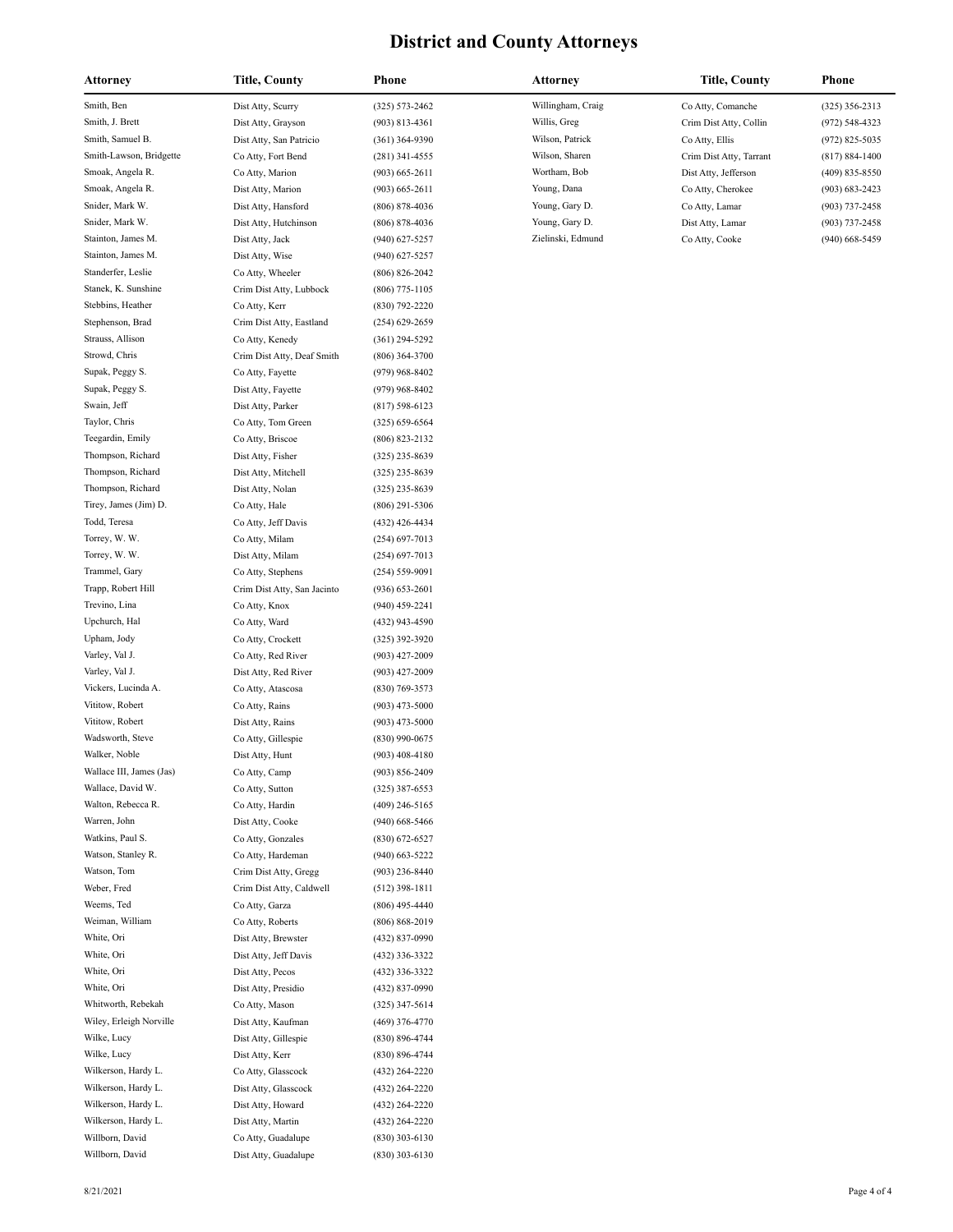# District and County Attorneys

| Attorney | Title, County | Phone |
|---|---|---|
| Smith, Ben | Dist Atty, Scurry | (325) 573-2462 |
| Smith, J. Brett | Dist Atty, Grayson | (903) 813-4361 |
| Smith, Samuel B. | Dist Atty, San Patricio | (361) 364-9390 |
| Smith-Lawson, Bridgette | Co Atty, Fort Bend | (281) 341-4555 |
| Smoak, Angela R. | Co Atty, Marion | (903) 665-2611 |
| Smoak, Angela R. | Dist Atty, Marion | (903) 665-2611 |
| Snider, Mark W. | Dist Atty, Hansford | (806) 878-4036 |
| Snider, Mark W. | Dist Atty, Hutchinson | (806) 878-4036 |
| Stainton, James M. | Dist Atty, Jack | (940) 627-5257 |
| Stainton, James M. | Dist Atty, Wise | (940) 627-5257 |
| Standerfer, Leslie | Co Atty, Wheeler | (806) 826-2042 |
| Stanek, K. Sunshine | Crim Dist Atty, Lubbock | (806) 775-1105 |
| Stebbins, Heather | Co Atty, Kerr | (830) 792-2220 |
| Stephenson, Brad | Crim Dist Atty, Eastland | (254) 629-2659 |
| Strauss, Allison | Co Atty, Kenedy | (361) 294-5292 |
| Strowd, Chris | Crim Dist Atty, Deaf Smith | (806) 364-3700 |
| Supak, Peggy S. | Co Atty, Fayette | (979) 968-8402 |
| Supak, Peggy S. | Dist Atty, Fayette | (979) 968-8402 |
| Swain, Jeff | Dist Atty, Parker | (817) 598-6123 |
| Taylor, Chris | Co Atty, Tom Green | (325) 659-6564 |
| Teegardin, Emily | Co Atty, Briscoe | (806) 823-2132 |
| Thompson, Richard | Dist Atty, Fisher | (325) 235-8639 |
| Thompson, Richard | Dist Atty, Mitchell | (325) 235-8639 |
| Thompson, Richard | Dist Atty, Nolan | (325) 235-8639 |
| Tirey, James (Jim) D. | Co Atty, Hale | (806) 291-5306 |
| Todd, Teresa | Co Atty, Jeff Davis | (432) 426-4434 |
| Torrey, W. W. | Co Atty, Milam | (254) 697-7013 |
| Torrey, W. W. | Dist Atty, Milam | (254) 697-7013 |
| Trammel, Gary | Co Atty, Stephens | (254) 559-9091 |
| Trapp, Robert Hill | Crim Dist Atty, San Jacinto | (936) 653-2601 |
| Trevino, Lina | Co Atty, Knox | (940) 459-2241 |
| Upchurch, Hal | Co Atty, Ward | (432) 943-4590 |
| Upham, Jody | Co Atty, Crockett | (325) 392-3920 |
| Varley, Val J. | Co Atty, Red River | (903) 427-2009 |
| Varley, Val J. | Dist Atty, Red River | (903) 427-2009 |
| Vickers, Lucinda A. | Co Atty, Atascosa | (830) 769-3573 |
| Vititow, Robert | Co Atty, Rains | (903) 473-5000 |
| Vititow, Robert | Dist Atty, Rains | (903) 473-5000 |
| Wadsworth, Steve | Co Atty, Gillespie | (830) 990-0675 |
| Walker, Noble | Dist Atty, Hunt | (903) 408-4180 |
| Wallace III, James (Jas) | Co Atty, Camp | (903) 856-2409 |
| Wallace, David W. | Co Atty, Sutton | (325) 387-6553 |
| Walton, Rebecca R. | Co Atty, Hardin | (409) 246-5165 |
| Warren, John | Dist Atty, Cooke | (940) 668-5466 |
| Watkins, Paul S. | Co Atty, Gonzales | (830) 672-6527 |
| Watson, Stanley R. | Co Atty, Hardeman | (940) 663-5222 |
| Watson, Tom | Crim Dist Atty, Gregg | (903) 236-8440 |
| Weber, Fred | Crim Dist Atty, Caldwell | (512) 398-1811 |
| Weems, Ted | Co Atty, Garza | (806) 495-4440 |
| Weiman, William | Co Atty, Roberts | (806) 868-2019 |
| White, Ori | Dist Atty, Brewster | (432) 837-0990 |
| White, Ori | Dist Atty, Jeff Davis | (432) 336-3322 |
| White, Ori | Dist Atty, Pecos | (432) 336-3322 |
| White, Ori | Dist Atty, Presidio | (432) 837-0990 |
| Whitworth, Rebekah | Co Atty, Mason | (325) 347-5614 |
| Wiley, Erleigh Norville | Dist Atty, Kaufman | (469) 376-4770 |
| Wilke, Lucy | Dist Atty, Gillespie | (830) 896-4744 |
| Wilke, Lucy | Dist Atty, Kerr | (830) 896-4744 |
| Wilkerson, Hardy L. | Co Atty, Glasscock | (432) 264-2220 |
| Wilkerson, Hardy L. | Dist Atty, Glasscock | (432) 264-2220 |
| Wilkerson, Hardy L. | Dist Atty, Howard | (432) 264-2220 |
| Wilkerson, Hardy L. | Dist Atty, Martin | (432) 264-2220 |
| Willborn, David | Co Atty, Guadalupe | (830) 303-6130 |
| Willborn, David | Dist Atty, Guadalupe | (830) 303-6130 |
| Willingham, Craig | Co Atty, Comanche | (325) 356-2313 |
| Willis, Greg | Crim Dist Atty, Collin | (972) 548-4323 |
| Wilson, Patrick | Co Atty, Ellis | (972) 825-5035 |
| Wilson, Sharen | Crim Dist Atty, Tarrant | (817) 884-1400 |
| Wortham, Bob | Dist Atty, Jefferson | (409) 835-8550 |
| Young, Dana | Co Atty, Cherokee | (903) 683-2423 |
| Young, Gary D. | Co Atty, Lamar | (903) 737-2458 |
| Young, Gary D. | Dist Atty, Lamar | (903) 737-2458 |
| Zielinski, Edmund | Co Atty, Cooke | (940) 668-5459 |

8/21/2021